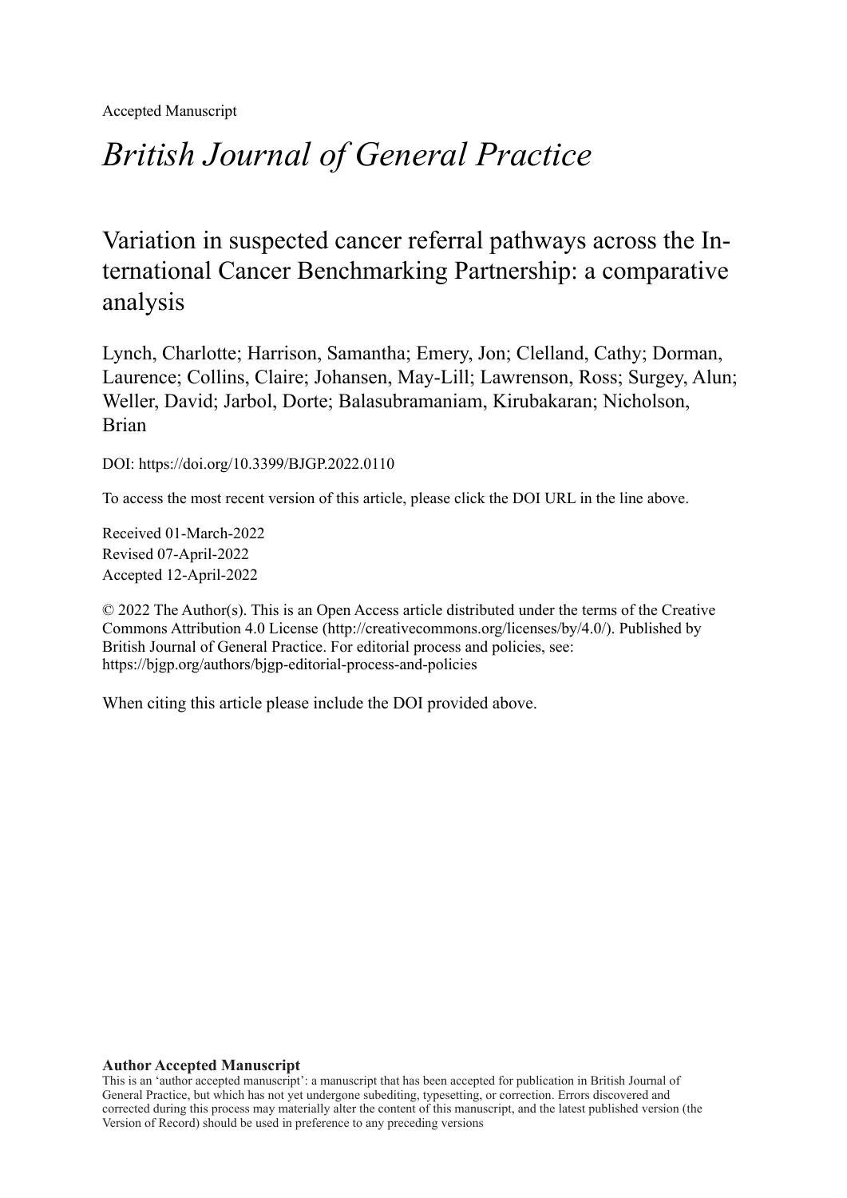Accepted Manuscript

# *British Journal of General Practice*

## Variation in suspected cancer referral pathways across the International Cancer Benchmarking Partnership: a comparative analysis

Lynch, Charlotte; Harrison, Samantha; Emery, Jon; Clelland, Cathy; Dorman, Laurence; Collins, Claire; Johansen, May-Lill; Lawrenson, Ross; Surgey, Alun; Weller, David; Jarbol, Dorte; Balasubramaniam, Kirubakaran; Nicholson, Brian

DOI: https://doi.org/10.3399/BJGP.2022.0110

To access the most recent version of this article, please click the DOI URL in the line above.

Received 01-March-2022
Revised 07-April-2022
Accepted 12-April-2022

© 2022 The Author(s). This is an Open Access article distributed under the terms of the Creative Commons Attribution 4.0 License (http://creativecommons.org/licenses/by/4.0/). Published by British Journal of General Practice. For editorial process and policies, see: https://bjgp.org/authors/bjgp-editorial-process-and-policies

When citing this article please include the DOI provided above.

**Author Accepted Manuscript**

This is an 'author accepted manuscript': a manuscript that has been accepted for publication in British Journal of General Practice, but which has not yet undergone subediting, typesetting, or correction. Errors discovered and corrected during this process may materially alter the content of this manuscript, and the latest published version (the Version of Record) should be used in preference to any preceding versions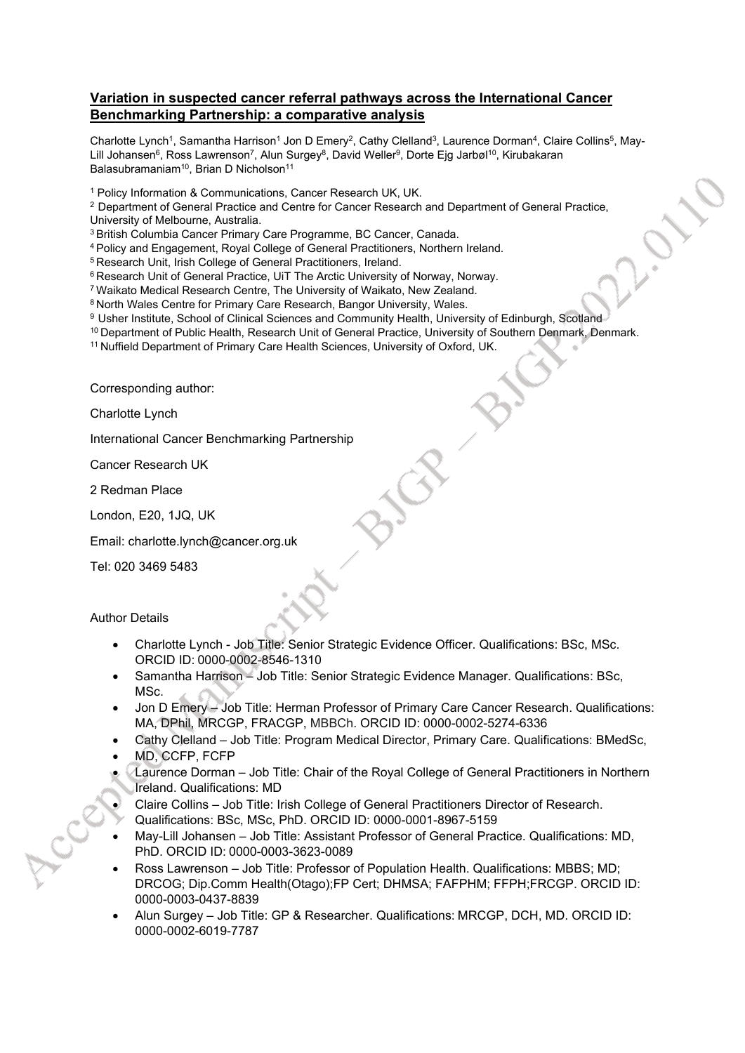## Variation in suspected cancer referral pathways across the International Cancer Benchmarking Partnership: a comparative analysis

Charlotte Lynch[1], Samantha Harrison[1] Jon D Emery[2], Cathy Clelland[3], Laurence Dorman[4], Claire Collins[5], May-Lill Johansen[6], Ross Lawrenson[7], Alun Surgey[8], David Weller[9], Dorte Ejg Jarbøl[10], Kirubakaran Balasubramaniam[10], Brian D Nicholson[11]

[1] Policy Information & Communications, Cancer Research UK, UK.
[2] Department of General Practice and Centre for Cancer Research and Department of General Practice, University of Melbourne, Australia.
[3] British Columbia Cancer Primary Care Programme, BC Cancer, Canada.
[4] Policy and Engagement, Royal College of General Practitioners, Northern Ireland.
[5] Research Unit, Irish College of General Practitioners, Ireland.
[6] Research Unit of General Practice, UiT The Arctic University of Norway, Norway.
[7] Waikato Medical Research Centre, The University of Waikato, New Zealand.
[8] North Wales Centre for Primary Care Research, Bangor University, Wales.
[9] Usher Institute, School of Clinical Sciences and Community Health, University of Edinburgh, Scotland
[10] Department of Public Health, Research Unit of General Practice, University of Southern Denmark, Denmark.
[11] Nuffield Department of Primary Care Health Sciences, University of Oxford, UK.

Corresponding author:

Charlotte Lynch

International Cancer Benchmarking Partnership

Cancer Research UK

2 Redman Place

London, E20, 1JQ, UK

Email: charlotte.lynch@cancer.org.uk

Tel: 020 3469 5483

Author Details

- Charlotte Lynch - Job Title: Senior Strategic Evidence Officer. Qualifications: BSc, MSc. ORCID ID: 0000-0002-8546-1310
- Samantha Harrison – Job Title: Senior Strategic Evidence Manager. Qualifications: BSc, MSc.
- Jon D Emery – Job Title: Herman Professor of Primary Care Cancer Research. Qualifications: MA, DPhil, MRCGP, FRACGP, MBBCh. ORCID ID: 0000-0002-5274-6336
- Cathy Clelland – Job Title: Program Medical Director, Primary Care. Qualifications: BMedSc, MD, CCFP, FCFP
- Laurence Dorman – Job Title: Chair of the Royal College of General Practitioners in Northern Ireland. Qualifications: MD
- Claire Collins – Job Title: Irish College of General Practitioners Director of Research. Qualifications: BSc, MSc, PhD. ORCID ID: 0000-0001-8967-5159
- May-Lill Johansen – Job Title: Assistant Professor of General Practice. Qualifications: MD, PhD. ORCID ID: 0000-0003-3623-0089
- Ross Lawrenson – Job Title: Professor of Population Health. Qualifications: MBBS; MD; DRCOG; Dip.Comm Health(Otago);FP Cert; DHMSA; FAFPHM; FFPH;FRCGP. ORCID ID: 0000-0003-0437-8839
- Alun Surgey – Job Title: GP & Researcher. Qualifications: MRCGP, DCH, MD. ORCID ID: 0000-0002-6019-7787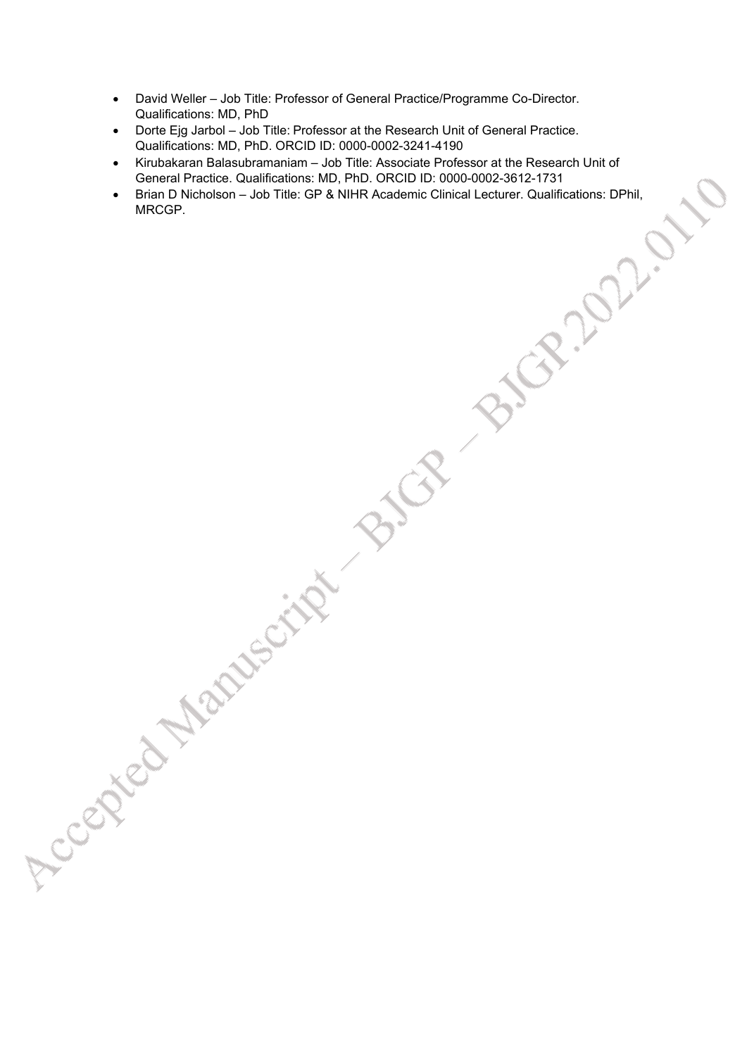- David Weller – Job Title: Professor of General Practice/Programme Co-Director. Qualifications: MD, PhD
- Dorte Ejg Jarbol – Job Title: Professor at the Research Unit of General Practice. Qualifications: MD, PhD. ORCID ID: 0000-0002-3241-4190
- Kirubakaran Balasubramaniam – Job Title: Associate Professor at the Research Unit of General Practice. Qualifications: MD, PhD. ORCID ID: 0000-0002-3612-1731
- Brian D Nicholson – Job Title: GP & NIHR Academic Clinical Lecturer. Qualifications: DPhil, MRCGP.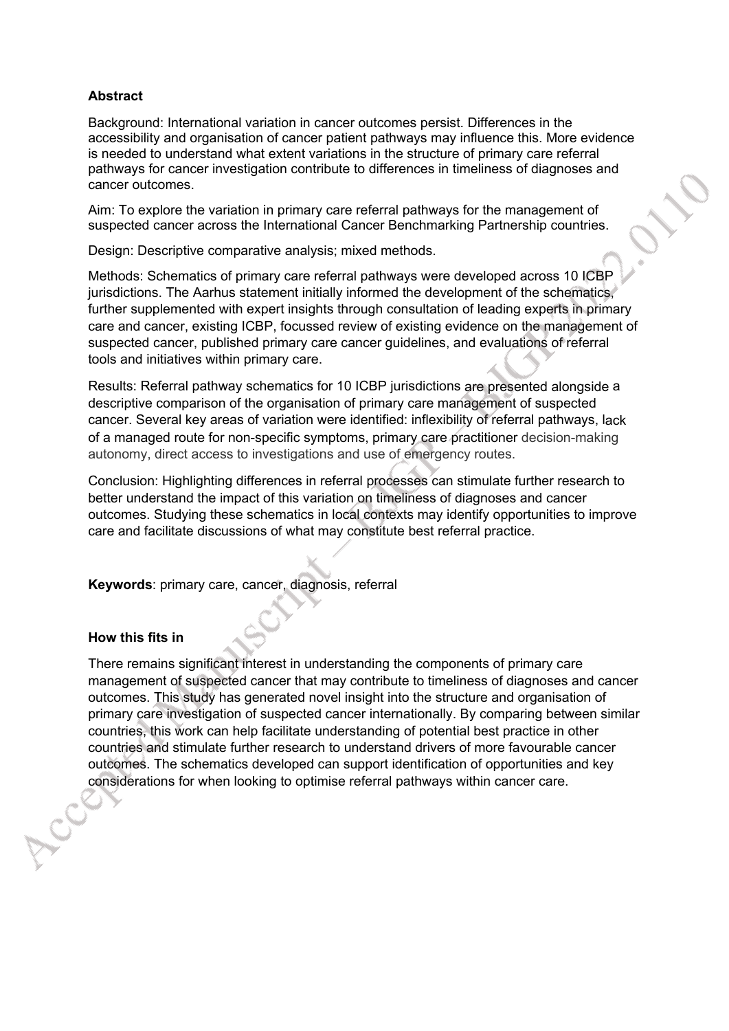## Abstract

Background: International variation in cancer outcomes persist. Differences in the accessibility and organisation of cancer patient pathways may influence this. More evidence is needed to understand what extent variations in the structure of primary care referral pathways for cancer investigation contribute to differences in timeliness of diagnoses and cancer outcomes.

Aim: To explore the variation in primary care referral pathways for the management of suspected cancer across the International Cancer Benchmarking Partnership countries.

Design: Descriptive comparative analysis; mixed methods.

Methods: Schematics of primary care referral pathways were developed across 10 ICBP jurisdictions. The Aarhus statement initially informed the development of the schematics, further supplemented with expert insights through consultation of leading experts in primary care and cancer, existing ICBP, focussed review of existing evidence on the management of suspected cancer, published primary care cancer guidelines, and evaluations of referral tools and initiatives within primary care.

Results: Referral pathway schematics for 10 ICBP jurisdictions are presented alongside a descriptive comparison of the organisation of primary care management of suspected cancer. Several key areas of variation were identified: inflexibility of referral pathways, lack of a managed route for non-specific symptoms, primary care practitioner decision-making autonomy, direct access to investigations and use of emergency routes.

Conclusion: Highlighting differences in referral processes can stimulate further research to better understand the impact of this variation on timeliness of diagnoses and cancer outcomes. Studying these schematics in local contexts may identify opportunities to improve care and facilitate discussions of what may constitute best referral practice.

**Keywords**: primary care, cancer, diagnosis, referral

## How this fits in

There remains significant interest in understanding the components of primary care management of suspected cancer that may contribute to timeliness of diagnoses and cancer outcomes. This study has generated novel insight into the structure and organisation of primary care investigation of suspected cancer internationally. By comparing between similar countries, this work can help facilitate understanding of potential best practice in other countries and stimulate further research to understand drivers of more favourable cancer outcomes. The schematics developed can support identification of opportunities and key considerations for when looking to optimise referral pathways within cancer care.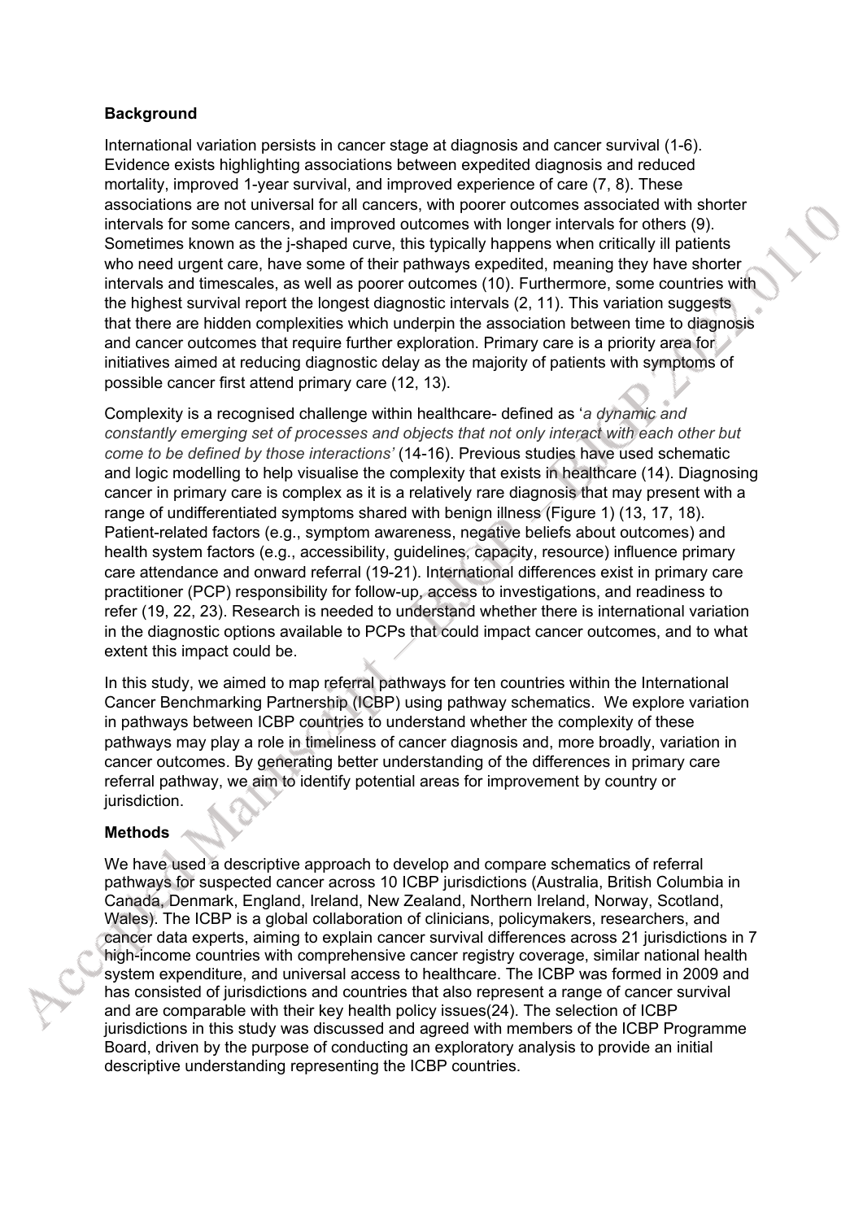**Background**

International variation persists in cancer stage at diagnosis and cancer survival (1-6). Evidence exists highlighting associations between expedited diagnosis and reduced mortality, improved 1-year survival, and improved experience of care (7, 8). These associations are not universal for all cancers, with poorer outcomes associated with shorter intervals for some cancers, and improved outcomes with longer intervals for others (9). Sometimes known as the j-shaped curve, this typically happens when critically ill patients who need urgent care, have some of their pathways expedited, meaning they have shorter intervals and timescales, as well as poorer outcomes (10). Furthermore, some countries with the highest survival report the longest diagnostic intervals (2, 11). This variation suggests that there are hidden complexities which underpin the association between time to diagnosis and cancer outcomes that require further exploration. Primary care is a priority area for initiatives aimed at reducing diagnostic delay as the majority of patients with symptoms of possible cancer first attend primary care (12, 13).

Complexity is a recognised challenge within healthcare- defined as '*a dynamic and constantly emerging set of processes and objects that not only interact with each other but come to be defined by those interactions*' (14-16). Previous studies have used schematic and logic modelling to help visualise the complexity that exists in healthcare (14). Diagnosing cancer in primary care is complex as it is a relatively rare diagnosis that may present with a range of undifferentiated symptoms shared with benign illness (Figure 1) (13, 17, 18). Patient-related factors (e.g., symptom awareness, negative beliefs about outcomes) and health system factors (e.g., accessibility, guidelines, capacity, resource) influence primary care attendance and onward referral (19-21). International differences exist in primary care practitioner (PCP) responsibility for follow-up, access to investigations, and readiness to refer (19, 22, 23). Research is needed to understand whether there is international variation in the diagnostic options available to PCPs that could impact cancer outcomes, and to what extent this impact could be.

In this study, we aimed to map referral pathways for ten countries within the International Cancer Benchmarking Partnership (ICBP) using pathway schematics. We explore variation in pathways between ICBP countries to understand whether the complexity of these pathways may play a role in timeliness of cancer diagnosis and, more broadly, variation in cancer outcomes. By generating better understanding of the differences in primary care referral pathway, we aim to identify potential areas for improvement by country or jurisdiction.

**Methods**

We have used a descriptive approach to develop and compare schematics of referral pathways for suspected cancer across 10 ICBP jurisdictions (Australia, British Columbia in Canada, Denmark, England, Ireland, New Zealand, Northern Ireland, Norway, Scotland, Wales). The ICBP is a global collaboration of clinicians, policymakers, researchers, and cancer data experts, aiming to explain cancer survival differences across 21 jurisdictions in 7 high-income countries with comprehensive cancer registry coverage, similar national health system expenditure, and universal access to healthcare. The ICBP was formed in 2009 and has consisted of jurisdictions and countries that also represent a range of cancer survival and are comparable with their key health policy issues(24). The selection of ICBP jurisdictions in this study was discussed and agreed with members of the ICBP Programme Board, driven by the purpose of conducting an exploratory analysis to provide an initial descriptive understanding representing the ICBP countries.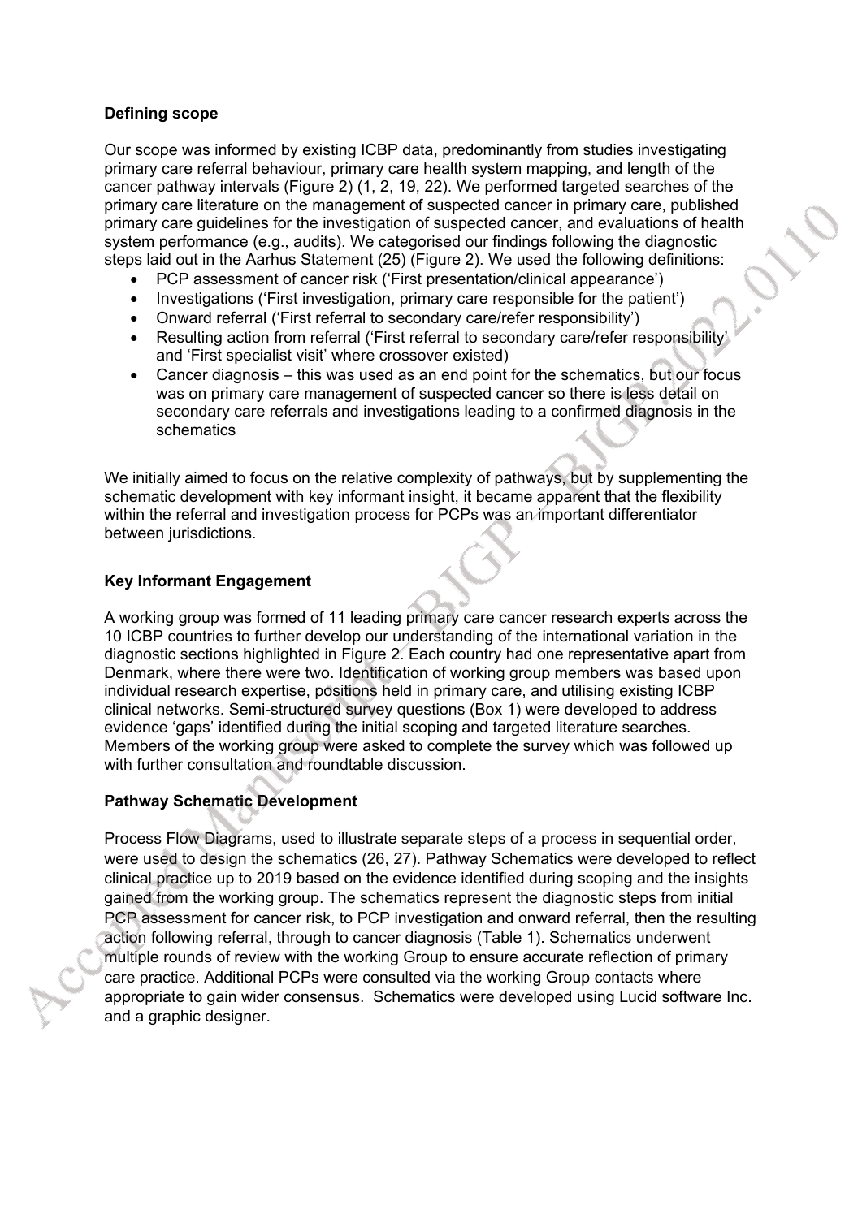## Defining scope

Our scope was informed by existing ICBP data, predominantly from studies investigating primary care referral behaviour, primary care health system mapping, and length of the cancer pathway intervals (Figure 2) (1, 2, 19, 22). We performed targeted searches of the primary care literature on the management of suspected cancer in primary care, published primary care guidelines for the investigation of suspected cancer, and evaluations of health system performance (e.g., audits). We categorised our findings following the diagnostic steps laid out in the Aarhus Statement (25) (Figure 2). We used the following definitions:

- PCP assessment of cancer risk ('First presentation/clinical appearance')
- Investigations ('First investigation, primary care responsible for the patient')
- Onward referral ('First referral to secondary care/refer responsibility')
- Resulting action from referral ('First referral to secondary care/refer responsibility' and 'First specialist visit' where crossover existed)
- Cancer diagnosis – this was used as an end point for the schematics, but our focus was on primary care management of suspected cancer so there is less detail on secondary care referrals and investigations leading to a confirmed diagnosis in the schematics

We initially aimed to focus on the relative complexity of pathways, but by supplementing the schematic development with key informant insight, it became apparent that the flexibility within the referral and investigation process for PCPs was an important differentiator between jurisdictions.

## Key Informant Engagement

A working group was formed of 11 leading primary care cancer research experts across the 10 ICBP countries to further develop our understanding of the international variation in the diagnostic sections highlighted in Figure 2. Each country had one representative apart from Denmark, where there were two. Identification of working group members was based upon individual research expertise, positions held in primary care, and utilising existing ICBP clinical networks. Semi-structured survey questions (Box 1) were developed to address evidence 'gaps' identified during the initial scoping and targeted literature searches. Members of the working group were asked to complete the survey which was followed up with further consultation and roundtable discussion.

## Pathway Schematic Development

Process Flow Diagrams, used to illustrate separate steps of a process in sequential order, were used to design the schematics (26, 27). Pathway Schematics were developed to reflect clinical practice up to 2019 based on the evidence identified during scoping and the insights gained from the working group. The schematics represent the diagnostic steps from initial PCP assessment for cancer risk, to PCP investigation and onward referral, then the resulting action following referral, through to cancer diagnosis (Table 1). Schematics underwent multiple rounds of review with the working Group to ensure accurate reflection of primary care practice. Additional PCPs were consulted via the working Group contacts where appropriate to gain wider consensus. Schematics were developed using Lucid software Inc. and a graphic designer.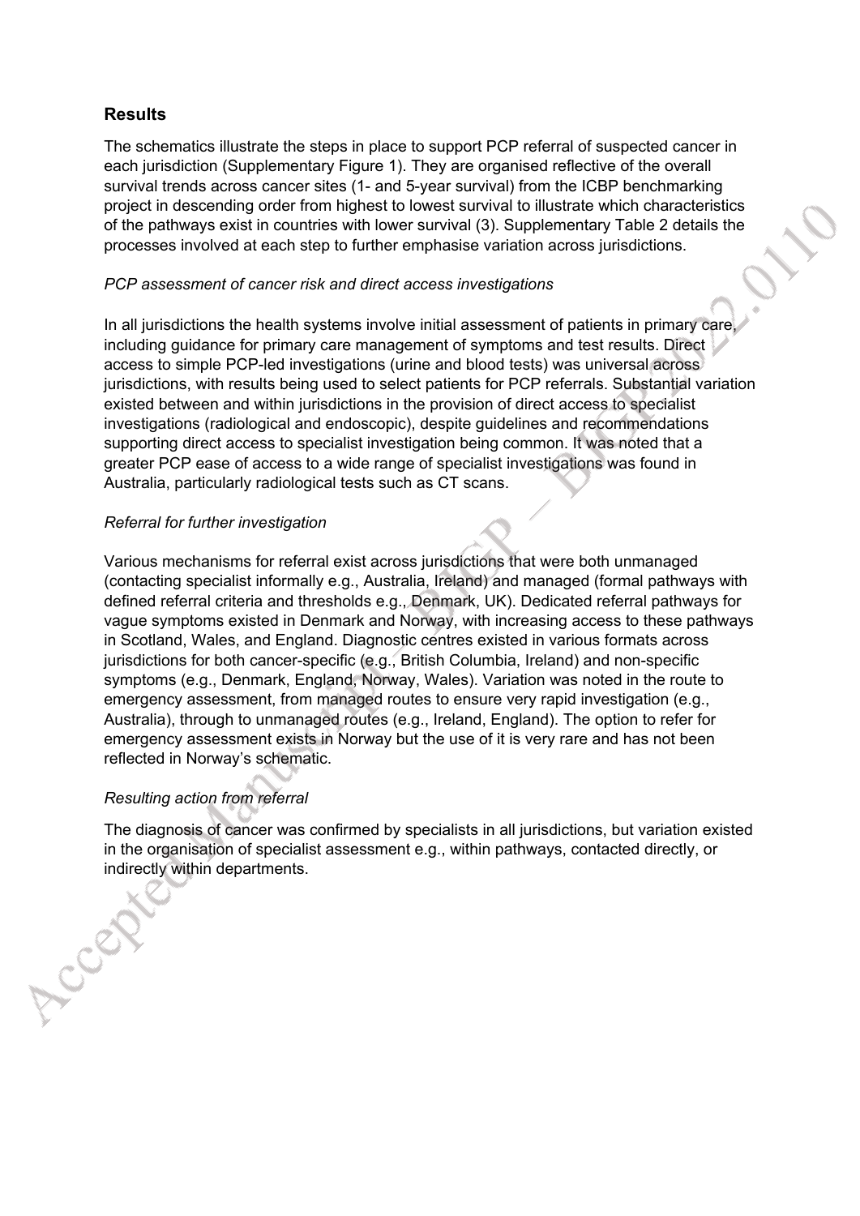## Results

The schematics illustrate the steps in place to support PCP referral of suspected cancer in each jurisdiction (Supplementary Figure 1). They are organised reflective of the overall survival trends across cancer sites (1- and 5-year survival) from the ICBP benchmarking project in descending order from highest to lowest survival to illustrate which characteristics of the pathways exist in countries with lower survival (3). Supplementary Table 2 details the processes involved at each step to further emphasise variation across jurisdictions.

### *PCP assessment of cancer risk and direct access investigations*

In all jurisdictions the health systems involve initial assessment of patients in primary care, including guidance for primary care management of symptoms and test results. Direct access to simple PCP-led investigations (urine and blood tests) was universal across jurisdictions, with results being used to select patients for PCP referrals. Substantial variation existed between and within jurisdictions in the provision of direct access to specialist investigations (radiological and endoscopic), despite guidelines and recommendations supporting direct access to specialist investigation being common. It was noted that a greater PCP ease of access to a wide range of specialist investigations was found in Australia, particularly radiological tests such as CT scans.

### *Referral for further investigation*

Various mechanisms for referral exist across jurisdictions that were both unmanaged (contacting specialist informally e.g., Australia, Ireland) and managed (formal pathways with defined referral criteria and thresholds e.g., Denmark, UK). Dedicated referral pathways for vague symptoms existed in Denmark and Norway, with increasing access to these pathways in Scotland, Wales, and England. Diagnostic centres existed in various formats across jurisdictions for both cancer-specific (e.g., British Columbia, Ireland) and non-specific symptoms (e.g., Denmark, England, Norway, Wales). Variation was noted in the route to emergency assessment, from managed routes to ensure very rapid investigation (e.g., Australia), through to unmanaged routes (e.g., Ireland, England). The option to refer for emergency assessment exists in Norway but the use of it is very rare and has not been reflected in Norway's schematic.

### *Resulting action from referral*

The diagnosis of cancer was confirmed by specialists in all jurisdictions, but variation existed in the organisation of specialist assessment e.g., within pathways, contacted directly, or indirectly within departments.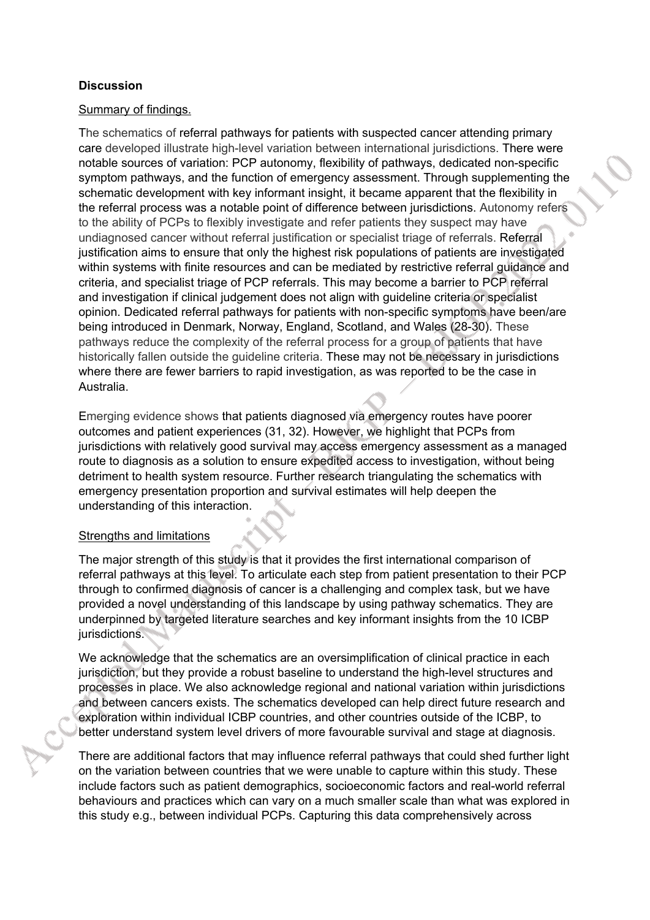**Discussion**

Summary of findings.

The schematics of referral pathways for patients with suspected cancer attending primary care developed illustrate high-level variation between international jurisdictions. There were notable sources of variation: PCP autonomy, flexibility of pathways, dedicated non-specific symptom pathways, and the function of emergency assessment. Through supplementing the schematic development with key informant insight, it became apparent that the flexibility in the referral process was a notable point of difference between jurisdictions. Autonomy refers to the ability of PCPs to flexibly investigate and refer patients they suspect may have undiagnosed cancer without referral justification or specialist triage of referrals. Referral justification aims to ensure that only the highest risk populations of patients are investigated within systems with finite resources and can be mediated by restrictive referral guidance and criteria, and specialist triage of PCP referrals. This may become a barrier to PCP referral and investigation if clinical judgement does not align with guideline criteria or specialist opinion. Dedicated referral pathways for patients with non-specific symptoms have been/are being introduced in Denmark, Norway, England, Scotland, and Wales (28-30). These pathways reduce the complexity of the referral process for a group of patients that have historically fallen outside the guideline criteria. These may not be necessary in jurisdictions where there are fewer barriers to rapid investigation, as was reported to be the case in Australia.

Emerging evidence shows that patients diagnosed via emergency routes have poorer outcomes and patient experiences (31, 32). However, we highlight that PCPs from jurisdictions with relatively good survival may access emergency assessment as a managed route to diagnosis as a solution to ensure expedited access to investigation, without being detriment to health system resource. Further research triangulating the schematics with emergency presentation proportion and survival estimates will help deepen the understanding of this interaction.

Strengths and limitations

The major strength of this study is that it provides the first international comparison of referral pathways at this level. To articulate each step from patient presentation to their PCP through to confirmed diagnosis of cancer is a challenging and complex task, but we have provided a novel understanding of this landscape by using pathway schematics. They are underpinned by targeted literature searches and key informant insights from the 10 ICBP jurisdictions.

We acknowledge that the schematics are an oversimplification of clinical practice in each jurisdiction, but they provide a robust baseline to understand the high-level structures and processes in place. We also acknowledge regional and national variation within jurisdictions and between cancers exists. The schematics developed can help direct future research and exploration within individual ICBP countries, and other countries outside of the ICBP, to better understand system level drivers of more favourable survival and stage at diagnosis.

There are additional factors that may influence referral pathways that could shed further light on the variation between countries that we were unable to capture within this study. These include factors such as patient demographics, socioeconomic factors and real-world referral behaviours and practices which can vary on a much smaller scale than what was explored in this study e.g., between individual PCPs. Capturing this data comprehensively across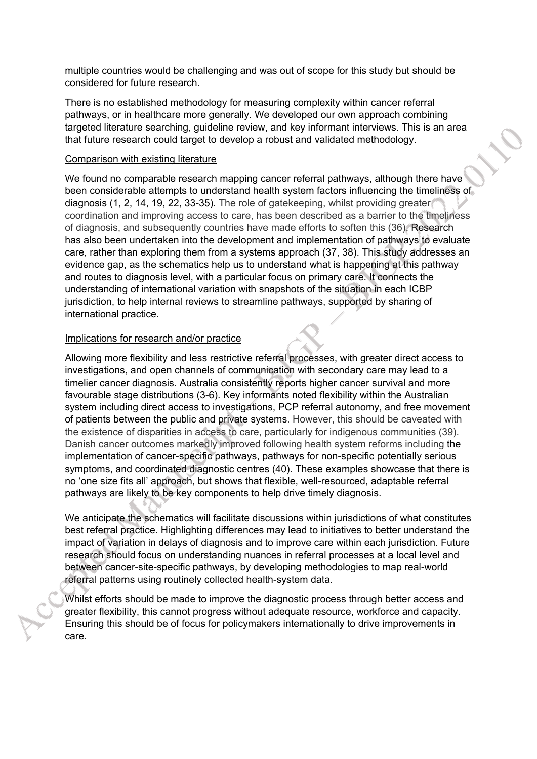multiple countries would be challenging and was out of scope for this study but should be considered for future research.

There is no established methodology for measuring complexity within cancer referral pathways, or in healthcare more generally. We developed our own approach combining targeted literature searching, guideline review, and key informant interviews. This is an area that future research could target to develop a robust and validated methodology.

Comparison with existing literature

We found no comparable research mapping cancer referral pathways, although there have been considerable attempts to understand health system factors influencing the timeliness of diagnosis (1, 2, 14, 19, 22, 33-35). The role of gatekeeping, whilst providing greater coordination and improving access to care, has been described as a barrier to the timeliness of diagnosis, and subsequently countries have made efforts to soften this (36). Research has also been undertaken into the development and implementation of pathways to evaluate care, rather than exploring them from a systems approach (37, 38). This study addresses an evidence gap, as the schematics help us to understand what is happening at this pathway and routes to diagnosis level, with a particular focus on primary care. It connects the understanding of international variation with snapshots of the situation in each ICBP jurisdiction, to help internal reviews to streamline pathways, supported by sharing of international practice.

Implications for research and/or practice

Allowing more flexibility and less restrictive referral processes, with greater direct access to investigations, and open channels of communication with secondary care may lead to a timelier cancer diagnosis. Australia consistently reports higher cancer survival and more favourable stage distributions (3-6). Key informants noted flexibility within the Australian system including direct access to investigations, PCP referral autonomy, and free movement of patients between the public and private systems. However, this should be caveated with the existence of disparities in access to care, particularly for indigenous communities (39). Danish cancer outcomes markedly improved following health system reforms including the implementation of cancer-specific pathways, pathways for non-specific potentially serious symptoms, and coordinated diagnostic centres (40). These examples showcase that there is no 'one size fits all' approach, but shows that flexible, well-resourced, adaptable referral pathways are likely to be key components to help drive timely diagnosis.

We anticipate the schematics will facilitate discussions within jurisdictions of what constitutes best referral practice. Highlighting differences may lead to initiatives to better understand the impact of variation in delays of diagnosis and to improve care within each jurisdiction. Future research should focus on understanding nuances in referral processes at a local level and between cancer-site-specific pathways, by developing methodologies to map real-world referral patterns using routinely collected health-system data.

Whilst efforts should be made to improve the diagnostic process through better access and greater flexibility, this cannot progress without adequate resource, workforce and capacity. Ensuring this should be of focus for policymakers internationally to drive improvements in care.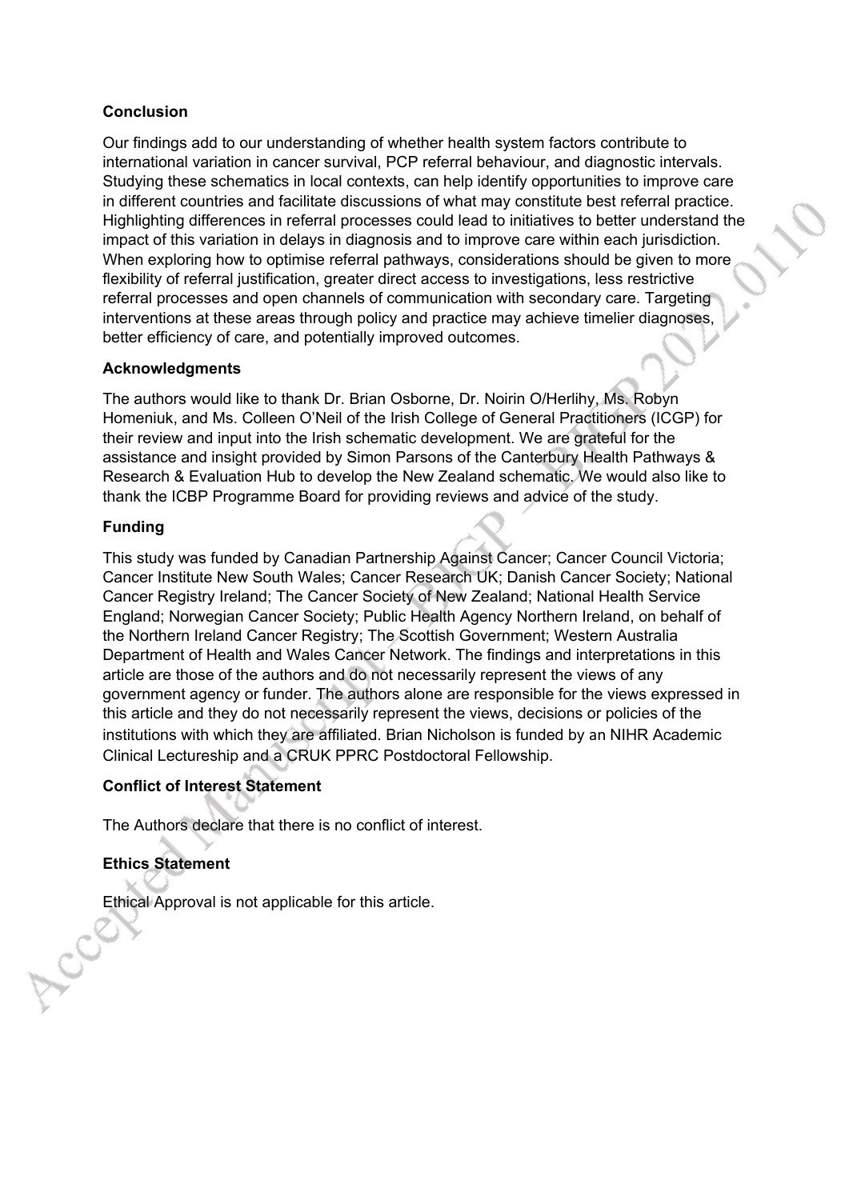### Conclusion

Our findings add to our understanding of whether health system factors contribute to international variation in cancer survival, PCP referral behaviour, and diagnostic intervals. Studying these schematics in local contexts, can help identify opportunities to improve care in different countries and facilitate discussions of what may constitute best referral practice. Highlighting differences in referral processes could lead to initiatives to better understand the impact of this variation in delays in diagnosis and to improve care within each jurisdiction. When exploring how to optimise referral pathways, considerations should be given to more flexibility of referral justification, greater direct access to investigations, less restrictive referral processes and open channels of communication with secondary care. Targeting interventions at these areas through policy and practice may achieve timelier diagnoses, better efficiency of care, and potentially improved outcomes.

### Acknowledgments

The authors would like to thank Dr. Brian Osborne, Dr. Noirin O/Herlihy, Ms. Robyn Homeniuk, and Ms. Colleen O'Neil of the Irish College of General Practitioners (ICGP) for their review and input into the Irish schematic development. We are grateful for the assistance and insight provided by Simon Parsons of the Canterbury Health Pathways & Research & Evaluation Hub to develop the New Zealand schematic. We would also like to thank the ICBP Programme Board for providing reviews and advice of the study.

### Funding

This study was funded by Canadian Partnership Against Cancer; Cancer Council Victoria; Cancer Institute New South Wales; Cancer Research UK; Danish Cancer Society; National Cancer Registry Ireland; The Cancer Society of New Zealand; National Health Service England; Norwegian Cancer Society; Public Health Agency Northern Ireland, on behalf of the Northern Ireland Cancer Registry; The Scottish Government; Western Australia Department of Health and Wales Cancer Network. The findings and interpretations in this article are those of the authors and do not necessarily represent the views of any government agency or funder. The authors alone are responsible for the views expressed in this article and they do not necessarily represent the views, decisions or policies of the institutions with which they are affiliated. Brian Nicholson is funded by an NIHR Academic Clinical Lectureship and a CRUK PPRC Postdoctoral Fellowship.

### Conflict of Interest Statement

The Authors declare that there is no conflict of interest.

### Ethics Statement

Ethical Approval is not applicable for this article.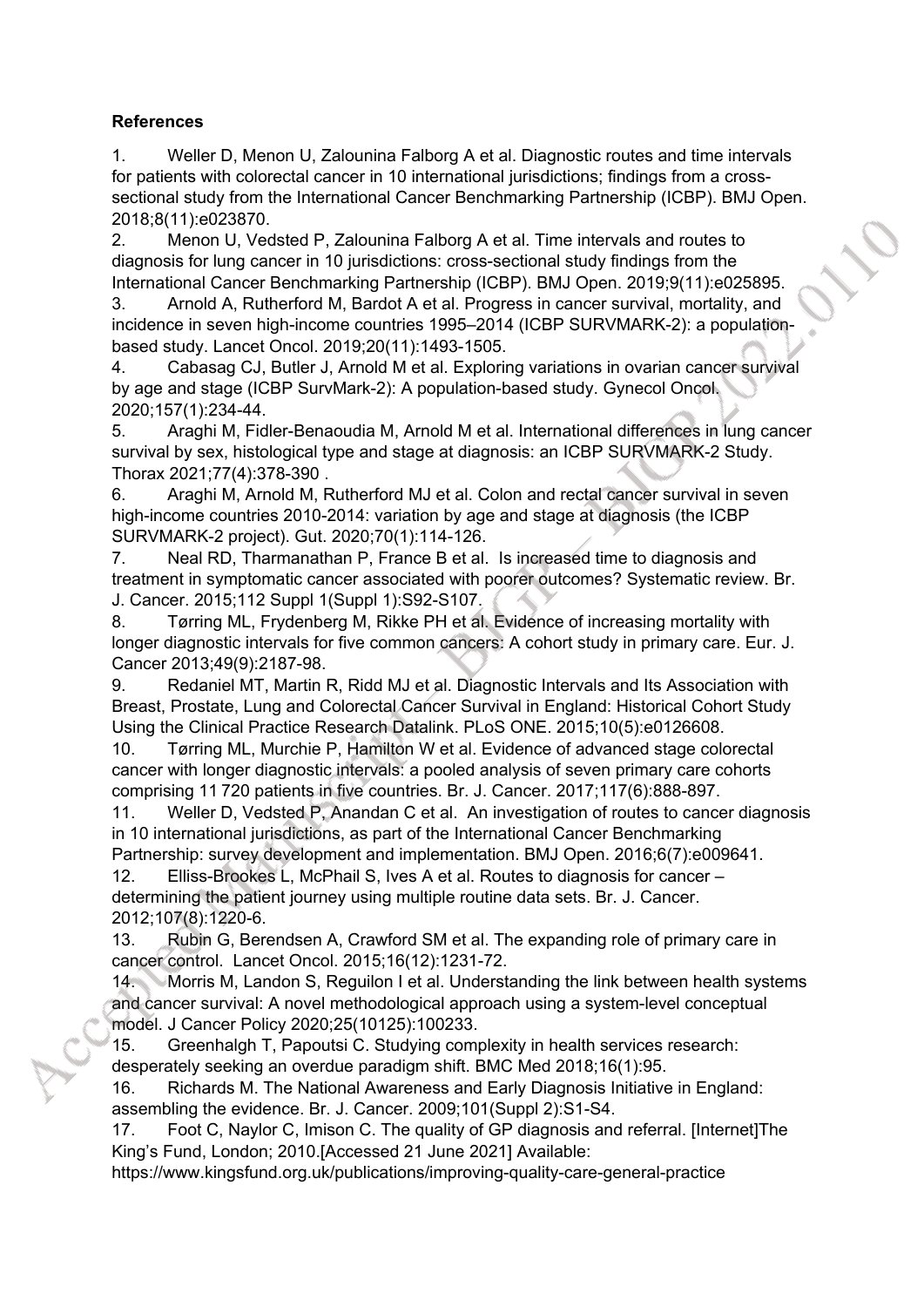**References**

1. Weller D, Menon U, Zalounina Falborg A et al. Diagnostic routes and time intervals for patients with colorectal cancer in 10 international jurisdictions; findings from a cross-sectional study from the International Cancer Benchmarking Partnership (ICBP). BMJ Open. 2018;8(11):e023870.
2. Menon U, Vedsted P, Zalounina Falborg A et al. Time intervals and routes to diagnosis for lung cancer in 10 jurisdictions: cross-sectional study findings from the International Cancer Benchmarking Partnership (ICBP). BMJ Open. 2019;9(11):e025895.
3. Arnold A, Rutherford M, Bardot A et al. Progress in cancer survival, mortality, and incidence in seven high-income countries 1995–2014 (ICBP SURVMARK-2): a population-based study. Lancet Oncol. 2019;20(11):1493-1505.
4. Cabasag CJ, Butler J, Arnold M et al. Exploring variations in ovarian cancer survival by age and stage (ICBP SurvMark-2): A population-based study. Gynecol Oncol. 2020;157(1):234-44.
5. Araghi M, Fidler-Benaoudia M, Arnold M et al. International differences in lung cancer survival by sex, histological type and stage at diagnosis: an ICBP SURVMARK-2 Study. Thorax 2021;77(4):378-390 .
6. Araghi M, Arnold M, Rutherford MJ et al. Colon and rectal cancer survival in seven high-income countries 2010-2014: variation by age and stage at diagnosis (the ICBP SURVMARK-2 project). Gut. 2020;70(1):114-126.
7. Neal RD, Tharmanathan P, France B et al. Is increased time to diagnosis and treatment in symptomatic cancer associated with poorer outcomes? Systematic review. Br. J. Cancer. 2015;112 Suppl 1(Suppl 1):S92-S107.
8. Tørring ML, Frydenberg M, Rikke PH et al. Evidence of increasing mortality with longer diagnostic intervals for five common cancers: A cohort study in primary care. Eur. J. Cancer 2013;49(9):2187-98.
9. Redaniel MT, Martin R, Ridd MJ et al. Diagnostic Intervals and Its Association with Breast, Prostate, Lung and Colorectal Cancer Survival in England: Historical Cohort Study Using the Clinical Practice Research Datalink. PLoS ONE. 2015;10(5):e0126608.
10. Tørring ML, Murchie P, Hamilton W et al. Evidence of advanced stage colorectal cancer with longer diagnostic intervals: a pooled analysis of seven primary care cohorts comprising 11 720 patients in five countries. Br. J. Cancer. 2017;117(6):888-897.
11. Weller D, Vedsted P, Anandan C et al. An investigation of routes to cancer diagnosis in 10 international jurisdictions, as part of the International Cancer Benchmarking Partnership: survey development and implementation. BMJ Open. 2016;6(7):e009641.
12. Elliss-Brookes L, McPhail S, Ives A et al. Routes to diagnosis for cancer – determining the patient journey using multiple routine data sets. Br. J. Cancer. 2012;107(8):1220-6.
13. Rubin G, Berendsen A, Crawford SM et al. The expanding role of primary care in cancer control. Lancet Oncol. 2015;16(12):1231-72.
14. Morris M, Landon S, Reguilon I et al. Understanding the link between health systems and cancer survival: A novel methodological approach using a system-level conceptual model. J Cancer Policy 2020;25(10125):100233.
15. Greenhalgh T, Papoutsi C. Studying complexity in health services research: desperately seeking an overdue paradigm shift. BMC Med 2018;16(1):95.
16. Richards M. The National Awareness and Early Diagnosis Initiative in England: assembling the evidence. Br. J. Cancer. 2009;101(Suppl 2):S1-S4.
17. Foot C, Naylor C, Imison C. The quality of GP diagnosis and referral. [Internet]The King's Fund, London; 2010.[Accessed 21 June 2021] Available: https://www.kingsfund.org.uk/publications/improving-quality-care-general-practice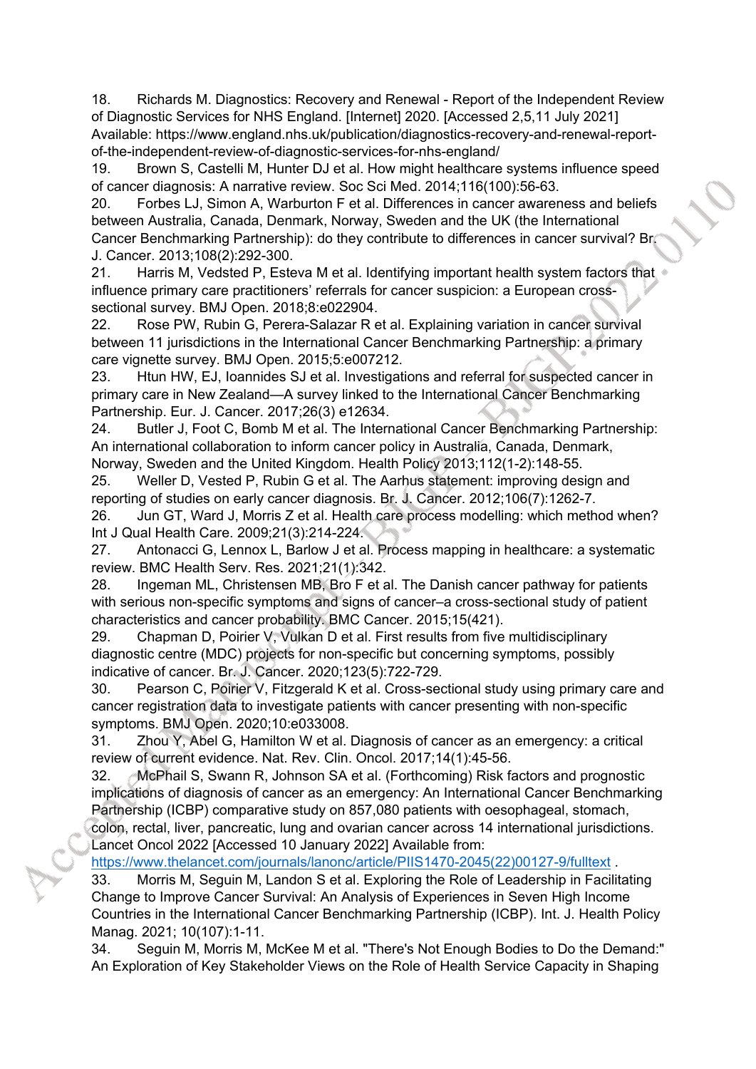18. Richards M. Diagnostics: Recovery and Renewal - Report of the Independent Review of Diagnostic Services for NHS England. [Internet] 2020. [Accessed 2,5,11 July 2021] Available: https://www.england.nhs.uk/publication/diagnostics-recovery-and-renewal-report-of-the-independent-review-of-diagnostic-services-for-nhs-england/
19. Brown S, Castelli M, Hunter DJ et al. How might healthcare systems influence speed of cancer diagnosis: A narrative review. Soc Sci Med. 2014;116(100):56-63.
20. Forbes LJ, Simon A, Warburton F et al. Differences in cancer awareness and beliefs between Australia, Canada, Denmark, Norway, Sweden and the UK (the International Cancer Benchmarking Partnership): do they contribute to differences in cancer survival? Br. J. Cancer. 2013;108(2):292-300.
21. Harris M, Vedsted P, Esteva M et al. Identifying important health system factors that influence primary care practitioners' referrals for cancer suspicion: a European cross-sectional survey. BMJ Open. 2018;8:e022904.
22. Rose PW, Rubin G, Perera-Salazar R et al. Explaining variation in cancer survival between 11 jurisdictions in the International Cancer Benchmarking Partnership: a primary care vignette survey. BMJ Open. 2015;5:e007212.
23. Htun HW, EJ, Ioannides SJ et al. Investigations and referral for suspected cancer in primary care in New Zealand—A survey linked to the International Cancer Benchmarking Partnership. Eur. J. Cancer. 2017;26(3) e12634.
24. Butler J, Foot C, Bomb M et al. The International Cancer Benchmarking Partnership: An international collaboration to inform cancer policy in Australia, Canada, Denmark, Norway, Sweden and the United Kingdom. Health Policy 2013;112(1-2):148-55.
25. Weller D, Vested P, Rubin G et al. The Aarhus statement: improving design and reporting of studies on early cancer diagnosis. Br. J. Cancer. 2012;106(7):1262-7.
26. Jun GT, Ward J, Morris Z et al. Health care process modelling: which method when? Int J Qual Health Care. 2009;21(3):214-224.
27. Antonacci G, Lennox L, Barlow J et al. Process mapping in healthcare: a systematic review. BMC Health Serv. Res. 2021;21(1):342.
28. Ingeman ML, Christensen MB, Bro F et al. The Danish cancer pathway for patients with serious non-specific symptoms and signs of cancer–a cross-sectional study of patient characteristics and cancer probability. BMC Cancer. 2015;15(421).
29. Chapman D, Poirier V, Vulkan D et al. First results from five multidisciplinary diagnostic centre (MDC) projects for non-specific but concerning symptoms, possibly indicative of cancer. Br. J. Cancer. 2020;123(5):722-729.
30. Pearson C, Poirier V, Fitzgerald K et al. Cross-sectional study using primary care and cancer registration data to investigate patients with cancer presenting with non-specific symptoms. BMJ Open. 2020;10:e033008.
31. Zhou Y, Abel G, Hamilton W et al. Diagnosis of cancer as an emergency: a critical review of current evidence. Nat. Rev. Clin. Oncol. 2017;14(1):45-56.
32. McPhail S, Swann R, Johnson SA et al. (Forthcoming) Risk factors and prognostic implications of diagnosis of cancer as an emergency: An International Cancer Benchmarking Partnership (ICBP) comparative study on 857,080 patients with oesophageal, stomach, colon, rectal, liver, pancreatic, lung and ovarian cancer across 14 international jurisdictions. Lancet Oncol 2022 [Accessed 10 January 2022] Available from: https://www.thelancet.com/journals/lanonc/article/PIIS1470-2045(22)00127-9/fulltext .
33. Morris M, Seguin M, Landon S et al. Exploring the Role of Leadership in Facilitating Change to Improve Cancer Survival: An Analysis of Experiences in Seven High Income Countries in the International Cancer Benchmarking Partnership (ICBP). Int. J. Health Policy Manag. 2021; 10(107):1-11.
34. Seguin M, Morris M, McKee M et al. "There's Not Enough Bodies to Do the Demand:" An Exploration of Key Stakeholder Views on the Role of Health Service Capacity in Shaping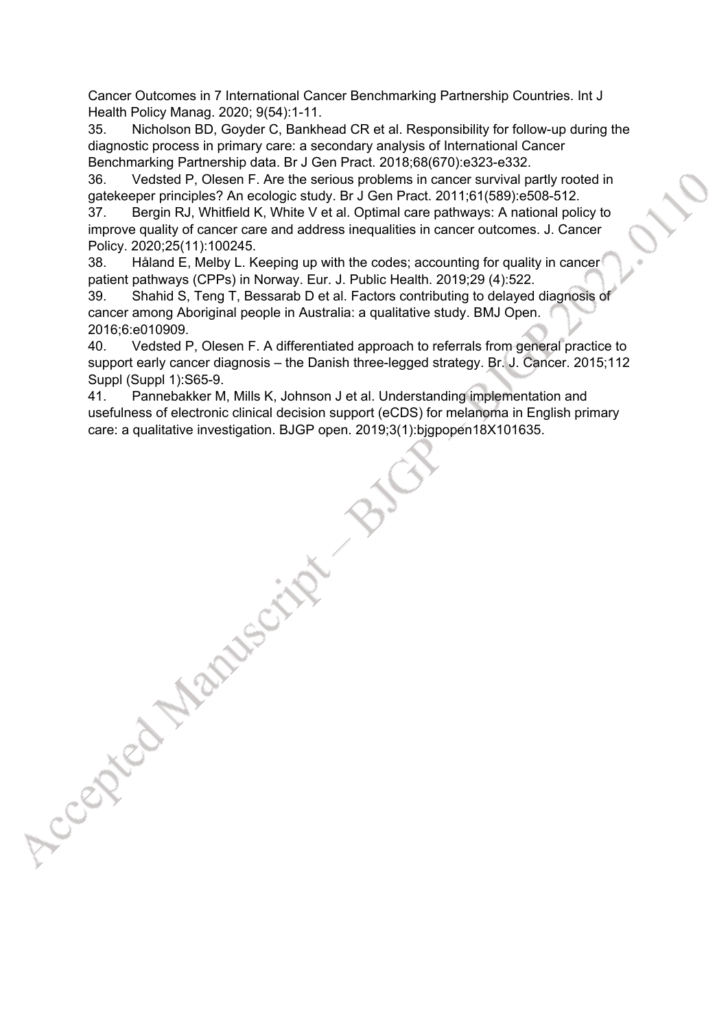Cancer Outcomes in 7 International Cancer Benchmarking Partnership Countries. Int J Health Policy Manag. 2020; 9(54):1-11.

35. Nicholson BD, Goyder C, Bankhead CR et al. Responsibility for follow-up during the diagnostic process in primary care: a secondary analysis of International Cancer Benchmarking Partnership data. Br J Gen Pract. 2018;68(670):e323-e332.

36. Vedsted P, Olesen F. Are the serious problems in cancer survival partly rooted in gatekeeper principles? An ecologic study. Br J Gen Pract. 2011;61(589):e508-512.

37. Bergin RJ, Whitfield K, White V et al. Optimal care pathways: A national policy to improve quality of cancer care and address inequalities in cancer outcomes. J. Cancer Policy. 2020;25(11):100245.

38. Håland E, Melby L. Keeping up with the codes; accounting for quality in cancer patient pathways (CPPs) in Norway. Eur. J. Public Health. 2019;29 (4):522.

39. Shahid S, Teng T, Bessarab D et al. Factors contributing to delayed diagnosis of cancer among Aboriginal people in Australia: a qualitative study. BMJ Open. 2016;6:e010909.

40. Vedsted P, Olesen F. A differentiated approach to referrals from general practice to support early cancer diagnosis – the Danish three-legged strategy. Br. J. Cancer. 2015;112 Suppl (Suppl 1):S65-9.

41. Pannebakker M, Mills K, Johnson J et al. Understanding implementation and usefulness of electronic clinical decision support (eCDS) for melanoma in English primary care: a qualitative investigation. BJGP open. 2019;3(1):bjgpopen18X101635.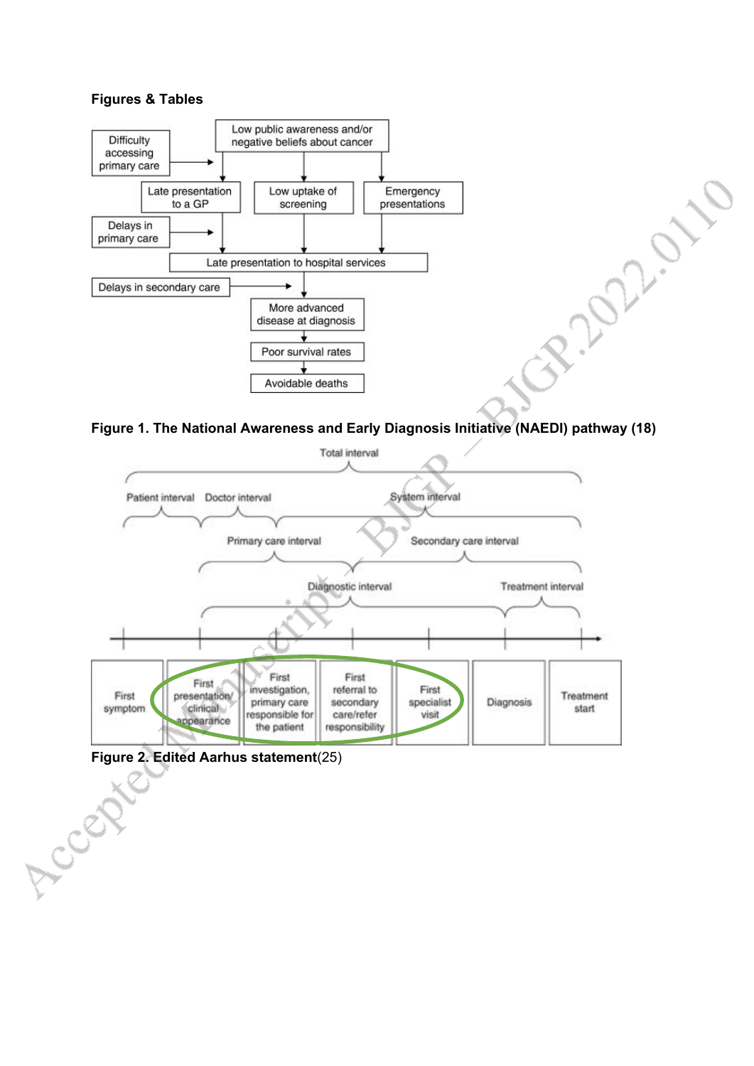**Figures & Tables**

Figure 1. The National Awareness and Early Diagnosis Initiative (NAEDI) pathway (18)

**Figure 2. Edited Aarhus statement**(25)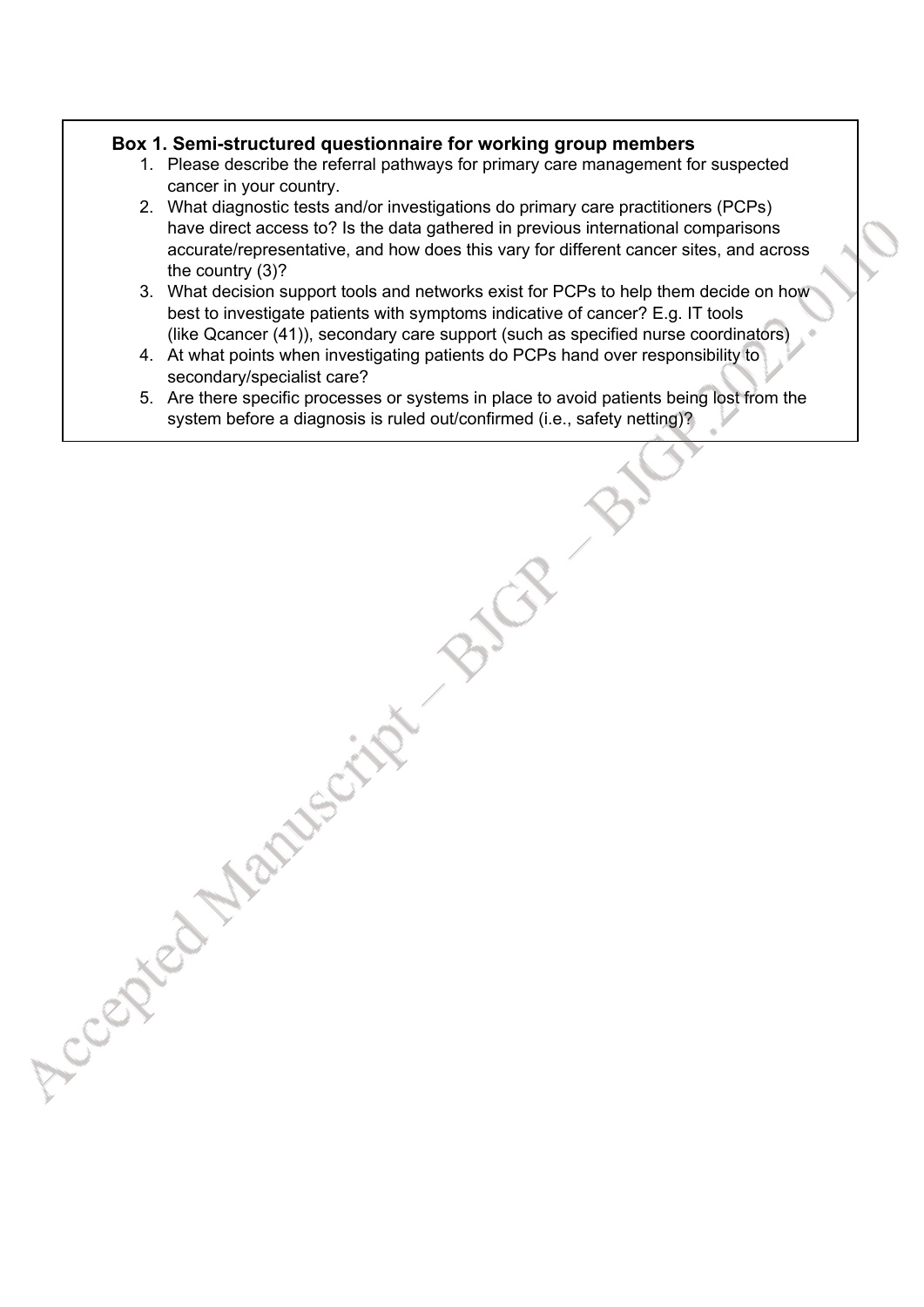**Box 1. Semi-structured questionnaire for working group members**

1. Please describe the referral pathways for primary care management for suspected cancer in your country.
2. What diagnostic tests and/or investigations do primary care practitioners (PCPs) have direct access to? Is the data gathered in previous international comparisons accurate/representative, and how does this vary for different cancer sites, and across the country (3)?
3. What decision support tools and networks exist for PCPs to help them decide on how best to investigate patients with symptoms indicative of cancer? E.g. IT tools (like Qcancer (41)), secondary care support (such as specified nurse coordinators)
4. At what points when investigating patients do PCPs hand over responsibility to secondary/specialist care?
5. Are there specific processes or systems in place to avoid patients being lost from the system before a diagnosis is ruled out/confirmed (i.e., safety netting)?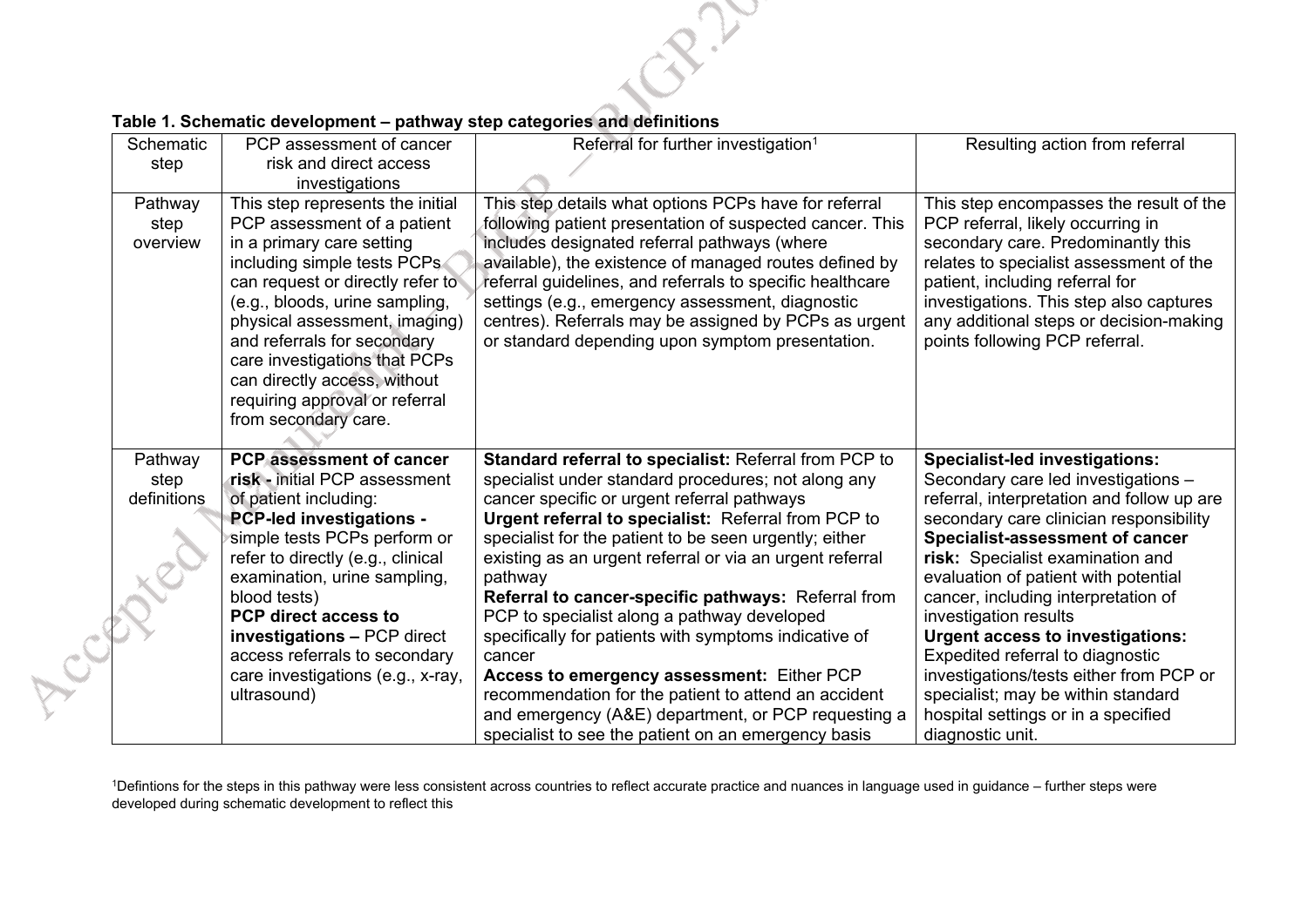**Table 1. Schematic development – pathway step categories and definitions**

| Schematic step | PCP assessment of cancer risk and direct access investigations | Referral for further investigation[1] | Resulting action from referral |
|---|---|---|---|
| Pathway step overview | This step represents the initial PCP assessment of a patient in a primary care setting including simple tests PCPs can request or directly refer to (e.g., bloods, urine sampling, physical assessment, imaging) and referrals for secondary care investigations that PCPs can directly access, without requiring approval or referral from secondary care. | This step details what options PCPs have for referral following patient presentation of suspected cancer. This includes designated referral pathways (where available), the existence of managed routes defined by referral guidelines, and referrals to specific healthcare settings (e.g., emergency assessment, diagnostic centres). Referrals may be assigned by PCPs as urgent or standard depending upon symptom presentation. | This step encompasses the result of the PCP referral, likely occurring in secondary care. Predominantly this relates to specialist assessment of the patient, including referral for investigations. This step also captures any additional steps or decision-making points following PCP referral. |
| Pathway step definitions | **PCP assessment of cancer risk -** initial PCP assessment of patient including: **PCP-led investigations -** simple tests PCPs perform or refer to directly (e.g., clinical examination, urine sampling, blood tests) **PCP direct access to investigations –** PCP direct access referrals to secondary care investigations (e.g., x-ray, ultrasound) | **Standard referral to specialist:** Referral from PCP to specialist under standard procedures; not along any cancer specific or urgent referral pathways **Urgent referral to specialist:** Referral from PCP to specialist for the patient to be seen urgently; either existing as an urgent referral or via an urgent referral pathway **Referral to cancer-specific pathways:** Referral from PCP to specialist along a pathway developed specifically for patients with symptoms indicative of cancer **Access to emergency assessment:** Either PCP recommendation for the patient to attend an accident and emergency (A&E) department, or PCP requesting a specialist to see the patient on an emergency basis | **Specialist-led investigations:** Secondary care led investigations – referral, interpretation and follow up are secondary care clinician responsibility **Specialist-assessment of cancer risk:** Specialist examination and evaluation of patient with potential cancer, including interpretation of investigation results **Urgent access to investigations:** Expedited referral to diagnostic investigations/tests either from PCP or specialist; may be within standard hospital settings or in a specified diagnostic unit. |

[1]Defintions for the steps in this pathway were less consistent across countries to reflect accurate practice and nuances in language used in guidance – further steps were developed during schematic development to reflect this